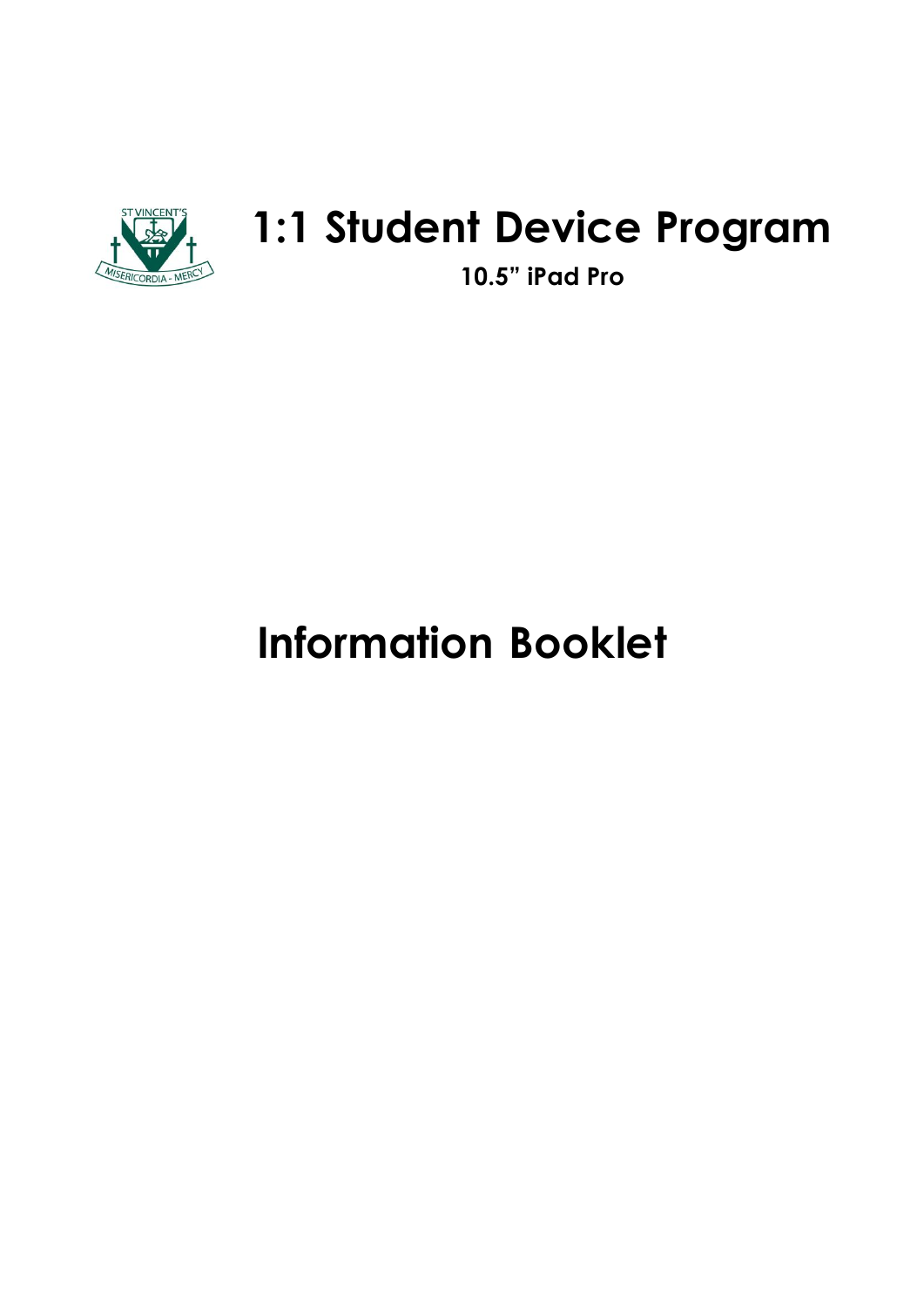# 1:1 Student Device Program

**10.5" iPad Pro**

# Information Booklet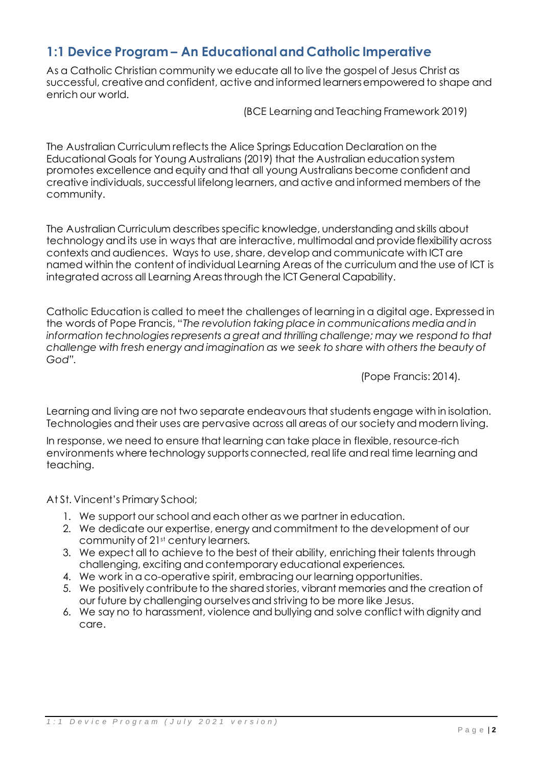## 1:1 Device Program – An Educational and Catholic Imperative

As a Catholic Christian community we educate all to live the gospel of Jesus Christ as successful, creative and confident, active and informed learners empowered to shape and enrich our world.

(BCE Learning and Teaching Framework 2019)

The Australian Curriculum reflects the Alice Springs Education Declaration on the Educational Goals for Young Australians (2019) that the Australian education system promotes excellence and equity and that all young Australians become confident and creative individuals, successful lifelong learners, and active and informed members of the community.

The Australian Curriculum describes specific knowledge, understanding and skills about technology and its use in ways that are interactive, multimodal and provide flexibility across contexts and audiences. Ways to use, share, develop and communicate with ICT are named within the content of individual Learning Areas of the curriculum and the use of ICT is integrated across all Learning Areas through the ICT General Capability.

Catholic Education is called to meet the challenges of learning in a digital age. Expressed in the words of Pope Francis, "*The revolution taking place in communications media and in information technologies represents a great and thrilling challenge; may we respond to that challenge with fresh energy and imagination as we seek to share with others the beauty of God*".

(Pope Francis: 2014).

Learning and living are not two separate endeavours that students engage with in isolation. Technologies and their uses are pervasive across all areas of our society and modern living.

In response, we need to ensure that learning can take place in flexible, resource-rich environments where technology supports connected, real life and real time learning and teaching.

At St. Vincent's Primary School;

1. We support our school and each other as we partner in education.
2. We dedicate our expertise, energy and commitment to the development of our community of 21st century learners.
3. We expect all to achieve to the best of their ability, enriching their talents through challenging, exciting and contemporary educational experiences.
4. We work in a co-operative spirit, embracing our learning opportunities.
5. We positively contribute to the shared stories, vibrant memories and the creation of our future by challenging ourselves and striving to be more like Jesus.
6. We say no to harassment, violence and bullying and solve conflict with dignity and care.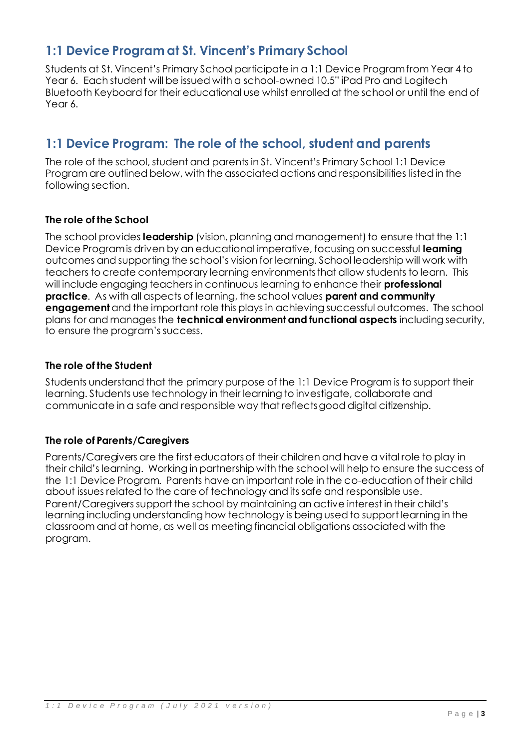## 1:1 Device Program at St. Vincent's Primary School

Students at St. Vincent's Primary School participate in a 1:1 Device Program from Year 4 to Year 6. Each student will be issued with a school-owned 10.5" iPad Pro and Logitech Bluetooth Keyboard for their educational use whilst enrolled at the school or until the end of Year 6.

## 1:1 Device Program: The role of the school, student and parents

The role of the school, student and parents in St. Vincent's Primary School 1:1 Device Program are outlined below, with the associated actions and responsibilities listed in the following section.

### The role of the School

The school provides **leadership** (vision, planning and management) to ensure that the 1:1 Device Program is driven by an educational imperative, focusing on successful **learning** outcomes and supporting the school's vision for learning. School leadership will work with teachers to create contemporary learning environments that allow students to learn. This will include engaging teachers in continuous learning to enhance their **professional practice**. As with all aspects of learning, the school values **parent and community engagement** and the important role this plays in achieving successful outcomes. The school plans for and manages the **technical environment and functional aspects** including security, to ensure the program's success.

### The role of the Student

Students understand that the primary purpose of the 1:1 Device Program is to support their learning. Students use technology in their learning to investigate, collaborate and communicate in a safe and responsible way that reflects good digital citizenship.

### The role of Parents/Caregivers

Parents/Caregivers are the first educators of their children and have a vital role to play in their child's learning. Working in partnership with the school will help to ensure the success of the 1:1 Device Program. Parents have an important role in the co-education of their child about issues related to the care of technology and its safe and responsible use. Parent/Caregivers support the school by maintaining an active interest in their child's learning including understanding how technology is being used to support learning in the classroom and at home, as well as meeting financial obligations associated with the program.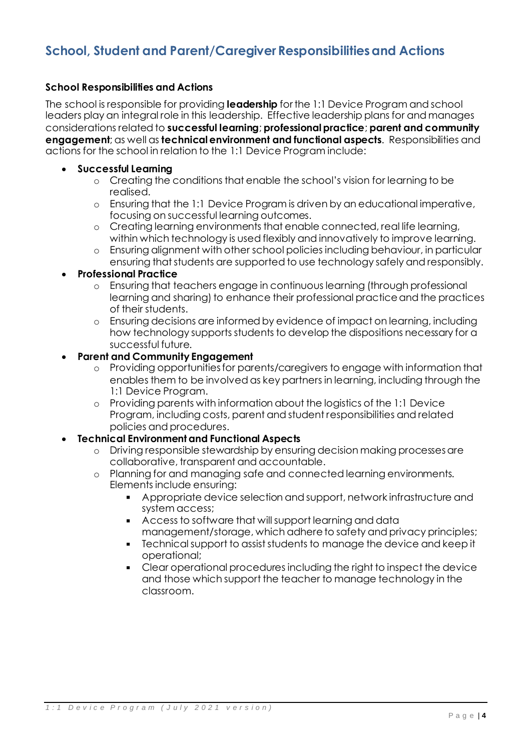## School, Student and Parent/Caregiver Responsibilities and Actions

### School Responsibilities and Actions

The school is responsible for providing **leadership** for the 1:1 Device Program and school leaders play an integral role in this leadership. Effective leadership plans for and manages considerations related to **successful learning**; **professional practice**; **parent and community engagement**; as well as **technical environment and functional aspects**. Responsibilities and actions for the school in relation to the 1:1 Device Program include:

- **Successful Learning**
  - Creating the conditions that enable the school's vision for learning to be realised.
  - Ensuring that the 1:1 Device Program is driven by an educational imperative, focusing on successful learning outcomes.
  - Creating learning environments that enable connected, real life learning, within which technology is used flexibly and innovatively to improve learning.
  - Ensuring alignment with other school policies including behaviour, in particular ensuring that students are supported to use technology safely and responsibly.
- **Professional Practice**
  - Ensuring that teachers engage in continuous learning (through professional learning and sharing) to enhance their professional practice and the practices of their students.
  - Ensuring decisions are informed by evidence of impact on learning, including how technology supports students to develop the dispositions necessary for a successful future.
- **Parent and Community Engagement**
  - Providing opportunities for parents/caregivers to engage with information that enables them to be involved as key partners in learning, including through the 1:1 Device Program.
  - Providing parents with information about the logistics of the 1:1 Device Program, including costs, parent and student responsibilities and related policies and procedures.
- **Technical Environment and Functional Aspects**
  - Driving responsible stewardship by ensuring decision making processes are collaborative, transparent and accountable.
  - Planning for and managing safe and connected learning environments. Elements include ensuring:
    - Appropriate device selection and support, network infrastructure and system access;
    - Access to software that will support learning and data management/storage, which adhere to safety and privacy principles;
    - Technical support to assist students to manage the device and keep it operational;
    - Clear operational procedures including the right to inspect the device and those which support the teacher to manage technology in the classroom.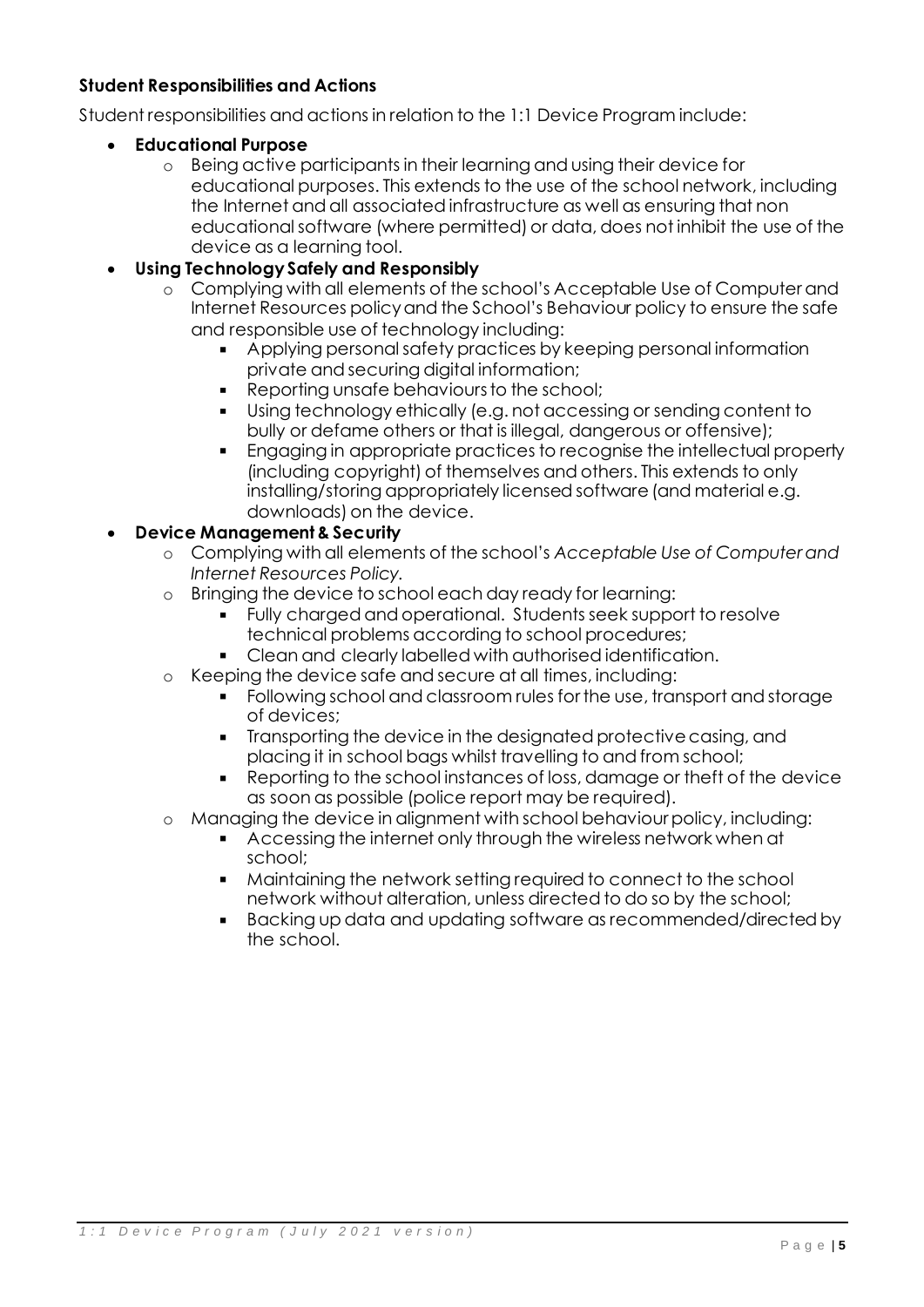**Student Responsibilities and Actions**

Student responsibilities and actions in relation to the 1:1 Device Program include:

- **Educational Purpose**
    - Being active participants in their learning and using their device for educational purposes. This extends to the use of the school network, including the Internet and all associated infrastructure as well as ensuring that non educational software (where permitted) or data, does not inhibit the use of the device as a learning tool.
- **Using Technology Safely and Responsibly**
    - Complying with all elements of the school's Acceptable Use of Computer and Internet Resources policy and the School's Behaviour policy to ensure the safe and responsible use of technology including:
        - Applying personal safety practices by keeping personal information private and securing digital information;
        - Reporting unsafe behaviours to the school;
        - Using technology ethically (e.g. not accessing or sending content to bully or defame others or that is illegal, dangerous or offensive);
        - Engaging in appropriate practices to recognise the intellectual property (including copyright) of themselves and others. This extends to only installing/storing appropriately licensed software (and material e.g. downloads) on the device.
- **Device Management & Security**
    - Complying with all elements of the school's *Acceptable Use of Computer and Internet Resources Policy.*
    - Bringing the device to school each day ready for learning:
        - Fully charged and operational. Students seek support to resolve technical problems according to school procedures;
        - Clean and clearly labelled with authorised identification.
    - Keeping the device safe and secure at all times, including:
        - Following school and classroom rules for the use, transport and storage of devices;
        - Transporting the device in the designated protective casing, and placing it in school bags whilst travelling to and from school;
        - Reporting to the school instances of loss, damage or theft of the device as soon as possible (police report may be required).
    - Managing the device in alignment with school behaviour policy, including:
        - Accessing the internet only through the wireless network when at school;
        - Maintaining the network setting required to connect to the school network without alteration, unless directed to do so by the school;
        - Backing up data and updating software as recommended/directed by the school.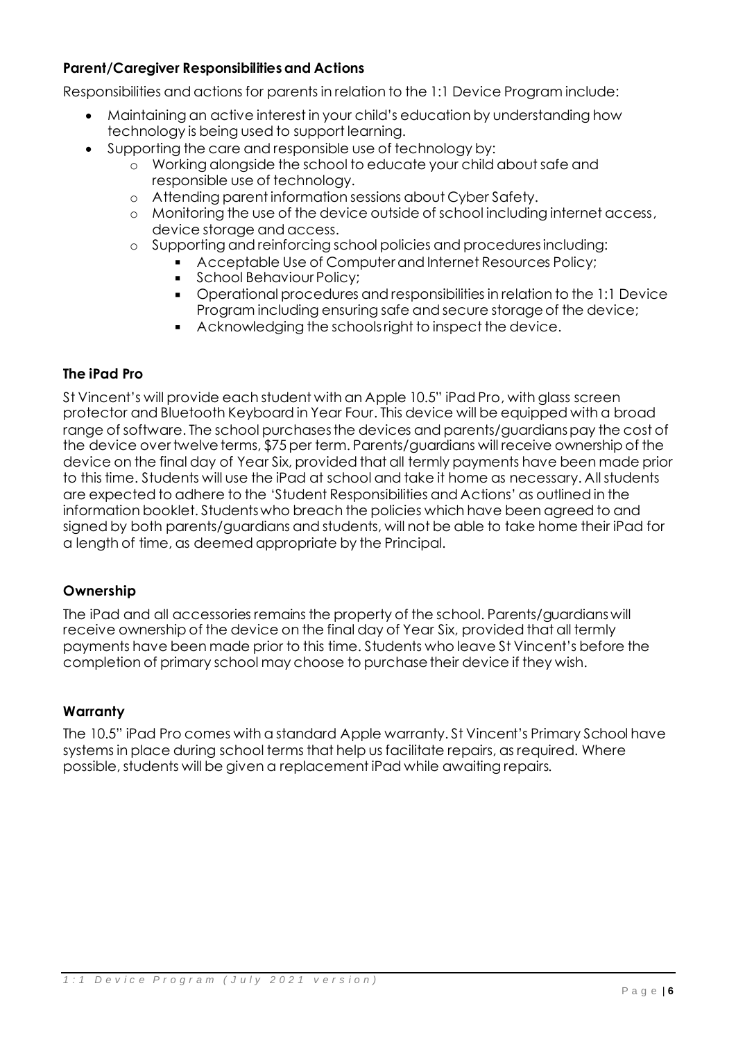### Parent/Caregiver Responsibilities and Actions

Responsibilities and actions for parents in relation to the 1:1 Device Program include:

- Maintaining an active interest in your child's education by understanding how technology is being used to support learning.
- Supporting the care and responsible use of technology by:
  - Working alongside the school to educate your child about safe and responsible use of technology.
  - Attending parent information sessions about Cyber Safety.
  - Monitoring the use of the device outside of school including internet access, device storage and access.
  - Supporting and reinforcing school policies and procedures including:
    - Acceptable Use of Computer and Internet Resources Policy;
    - School Behaviour Policy;
    - Operational procedures and responsibilities in relation to the 1:1 Device Program including ensuring safe and secure storage of the device;
    - Acknowledging the schools right to inspect the device.

### The iPad Pro

St Vincent's will provide each student with an Apple 10.5" iPad Pro, with glass screen protector and Bluetooth Keyboard in Year Four. This device will be equipped with a broad range of software. The school purchases the devices and parents/guardians pay the cost of the device over twelve terms, $75 per term. Parents/guardians will receive ownership of the device on the final day of Year Six, provided that all termly payments have been made prior to this time. Students will use the iPad at school and take it home as necessary. All students are expected to adhere to the 'Student Responsibilities and Actions' as outlined in the information booklet. Students who breach the policies which have been agreed to and signed by both parents/guardians and students, will not be able to take home their iPad for a length of time, as deemed appropriate by the Principal.

### Ownership

The iPad and all accessories remains the property of the school. Parents/guardians will receive ownership of the device on the final day of Year Six, provided that all termly payments have been made prior to this time. Students who leave St Vincent's before the completion of primary school may choose to purchase their device if they wish.

### Warranty

The 10.5" iPad Pro comes with a standard Apple warranty. St Vincent's Primary School have systems in place during school terms that help us facilitate repairs, as required. Where possible, students will be given a replacement iPad while awaiting repairs.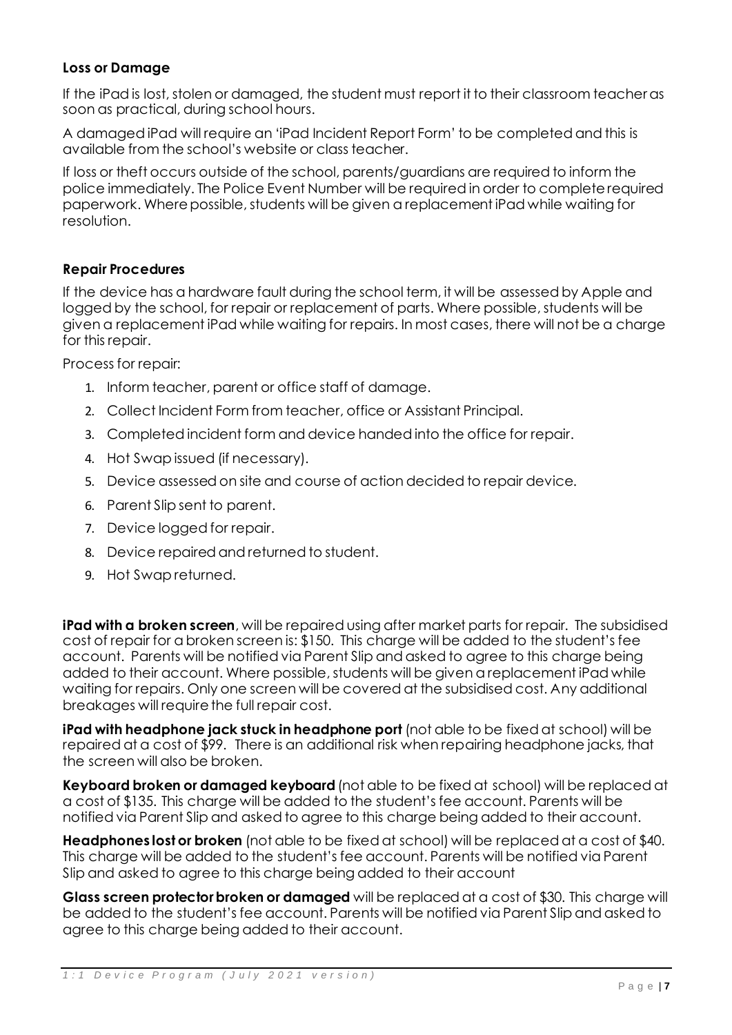### Loss or Damage

If the iPad is lost, stolen or damaged, the student must report it to their classroom teacher as soon as practical, during school hours.

A damaged iPad will require an 'iPad Incident Report Form' to be completed and this is available from the school's website or class teacher.

If loss or theft occurs outside of the school, parents/guardians are required to inform the police immediately. The Police Event Number will be required in order to complete required paperwork. Where possible, students will be given a replacement iPad while waiting for resolution.

### Repair Procedures

If the device has a hardware fault during the school term, it will be assessed by Apple and logged by the school, for repair or replacement of parts. Where possible, students will be given a replacement iPad while waiting for repairs. In most cases, there will not be a charge for this repair.

Process for repair:

1. Inform teacher, parent or office staff of damage.
2. Collect Incident Form from teacher, office or Assistant Principal.
3. Completed incident form and device handed into the office for repair.
4. Hot Swap issued (if necessary).
5. Device assessed on site and course of action decided to repair device.
6. Parent Slip sent to parent.
7. Device logged for repair.
8. Device repaired and returned to student.
9. Hot Swap returned.

**iPad with a broken screen**, will be repaired using after market parts for repair. The subsidised cost of repair for a broken screen is: $150. This charge will be added to the student's fee account. Parents will be notified via Parent Slip and asked to agree to this charge being added to their account. Where possible, students will be given a replacement iPad while waiting for repairs. Only one screen will be covered at the subsidised cost. Any additional breakages will require the full repair cost.

**iPad with headphone jack stuck in headphone port** (not able to be fixed at school) will be repaired at a cost of $99. There is an additional risk when repairing headphone jacks, that the screen will also be broken.

**Keyboard broken or damaged keyboard** (not able to be fixed at school) will be replaced at a cost of $135. This charge will be added to the student's fee account. Parents will be notified via Parent Slip and asked to agree to this charge being added to their account.

**Headphones lost or broken** (not able to be fixed at school) will be replaced at a cost of $40. This charge will be added to the student's fee account. Parents will be notified via Parent Slip and asked to agree to this charge being added to their account

**Glass screen protector broken or damaged** will be replaced at a cost of $30. This charge will be added to the student's fee account. Parents will be notified via Parent Slip and asked to agree to this charge being added to their account.